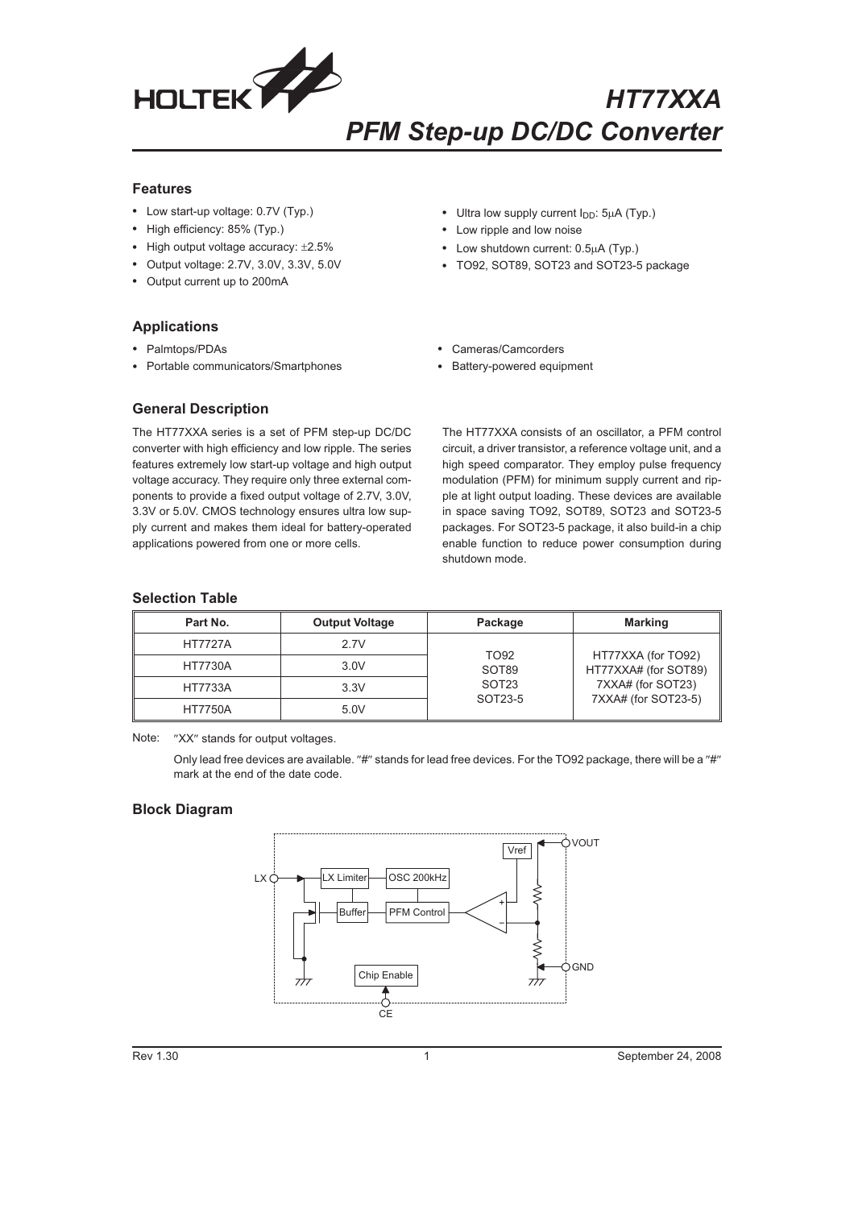# HT77XXA
## PFM Step-up DC/DC Converter

### Features

- Low start-up voltage: 0.7V (Typ.)
- High efficiency: 85% (Typ.)
- High output voltage accuracy: ±2.5%
- Output voltage: 2.7V, 3.0V, 3.3V, 5.0V
- Output current up to 200mA
- Ultra low supply current $I_{DD}$: 5μA (Typ.)
- Low ripple and low noise
- Low shutdown current: 0.5μA (Typ.)
- TO92, SOT89, SOT23 and SOT23-5 package

### Applications

- Palmtops/PDAs
- Portable communicators/Smartphones
- Cameras/Camcorders
- Battery-powered equipment

### General Description

The HT77XXA series is a set of PFM step-up DC/DC converter with high efficiency and low ripple. The series features extremely low start-up voltage and high output voltage accuracy. They require only three external components to provide a fixed output voltage of 2.7V, 3.0V, 3.3V or 5.0V. CMOS technology ensures ultra low supply current and makes them ideal for battery-operated applications powered from one or more cells.

The HT77XXA consists of an oscillator, a PFM control circuit, a driver transistor, a reference voltage unit, and a high speed comparator. They employ pulse frequency modulation (PFM) for minimum supply current and ripple at light output loading. These devices are available in space saving TO92, SOT89, SOT23 and SOT23-5 packages. For SOT23-5 package, it also build-in a chip enable function to reduce power consumption during shutdown mode.

### Selection Table

| Part No. | Output Voltage | Package | Marking |
|---|---|---|---|
| HT7727A | 2.7V | TO92<br>SOT89<br>SOT23<br>SOT23-5 | HT77XXA (for TO92)<br>HT77XXA# (for SOT89)<br>7XXA# (for SOT23)<br>7XXA# (for SOT23-5) |
| HT7730A | 3.0V | | |
| HT7733A | 3.3V | | |
| HT7750A | 5.0V | | |

Note: "XX" stands for output voltages.

Only lead free devices are available. "#" stands for lead free devices. For the TO92 package, there will be a "#" mark at the end of the date code.

### Block Diagram

LX, LX Limiter, OSC 200kHz, Buffer, PFM Control, Vref, VOUT, GND, Chip Enable, CE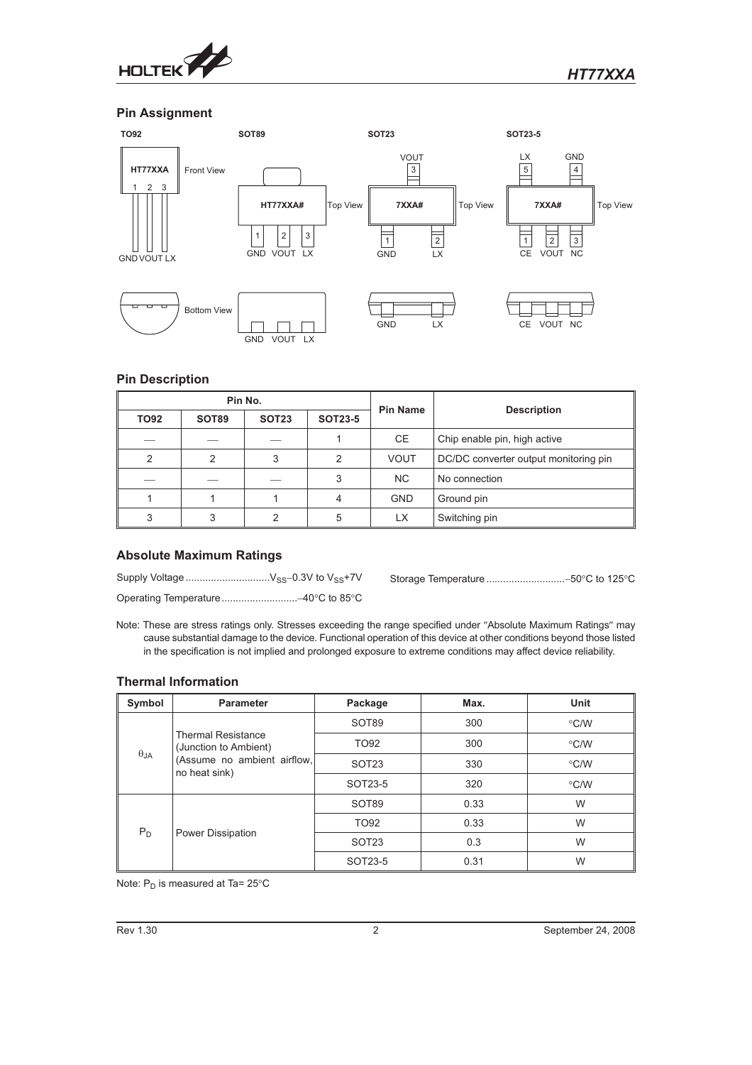## Pin Assignment

**TO92** — Front View: HT77XXA, pins 1 2 3: GND VOUT LX; Bottom View

**SOT89** — Top View: HT77XXA#, pins 1 2 3: GND VOUT LX; Bottom View: GND VOUT LX

**SOT23** — Top View: 7XXA#, pin 3: VOUT, pin 1: GND, pin 2: LX

**SOT23-5** — Top View: 7XXA#, pin 5: LX, pin 4: GND, pin 1: CE, pin 2: VOUT, pin 3: NC

## Pin Description

| Pin No. | | | | Pin Name | Description |
|---|---|---|---|---|---|
| TO92 | SOT89 | SOT23 | SOT23-5 | | |
| — | — | — | 1 | CE | Chip enable pin, high active |
| 2 | 2 | 3 | 2 | VOUT | DC/DC converter output monitoring pin |
| — | — | — | 3 | NC | No connection |
| 1 | 1 | 1 | 4 | GND | Ground pin |
| 3 | 3 | 2 | 5 | LX | Switching pin |

## Absolute Maximum Ratings

Supply Voltage ............................. $V_{SS}$–0.3V to $V_{SS}$+7V

Storage Temperature ............................ –50°C to 125°C

Operating Temperature ........................... –40°C to 85°C

Note: These are stress ratings only. Stresses exceeding the range specified under "Absolute Maximum Ratings" may cause substantial damage to the device. Functional operation of this device at other conditions beyond those listed in the specification is not implied and prolonged exposure to extreme conditions may affect device reliability.

## Thermal Information

| Symbol | Parameter | Package | Max. | Unit |
|---|---|---|---|---|
| $\theta_{JA}$ | Thermal Resistance (Junction to Ambient) (Assume no ambient airflow, no heat sink) | SOT89 | 300 | °C/W |
| | | TO92 | 300 | °C/W |
| | | SOT23 | 330 | °C/W |
| | | SOT23-5 | 320 | °C/W |
| $P_D$ | Power Dissipation | SOT89 | 0.33 | W |
| | | TO92 | 0.33 | W |
| | | SOT23 | 0.3 | W |
| | | SOT23-5 | 0.31 | W |

Note: $P_D$ is measured at Ta= 25°C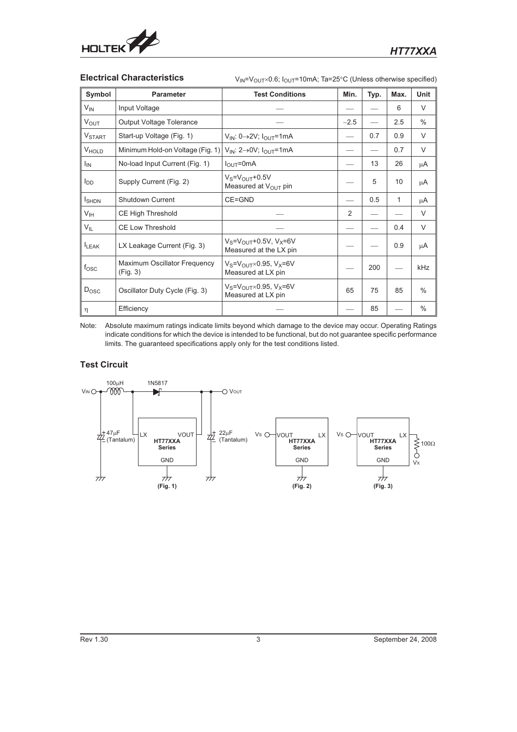## Electrical Characteristics

$V_{IN}=V_{OUT}\times0.6$; $I_{OUT}$=10mA; Ta=25°C (Unless otherwise specified)

| Symbol | Parameter | Test Conditions | Min. | Typ. | Max. | Unit |
|---|---|---|---|---|---|---|
| $V_{IN}$ | Input Voltage | — | — | — | 6 | V |
| $V_{OUT}$ | Output Voltage Tolerance | — | −2.5 | — | 2.5 | % |
| $V_{START}$ | Start-up Voltage (Fig. 1) | $V_{IN}$: 0→2V; $I_{OUT}$=1mA | — | 0.7 | 0.9 | V |
| $V_{HOLD}$ | Minimum Hold-on Voltage (Fig. 1) | $V_{IN}$: 2→0V; $I_{OUT}$=1mA | — | — | 0.7 | V |
| $I_{IN}$ | No-load Input Current (Fig. 1) | $I_{OUT}$=0mA | — | 13 | 26 | μA |
| $I_{DD}$ | Supply Current (Fig. 2) | $V_S=V_{OUT}$+0.5V Measured at $V_{OUT}$ pin | — | 5 | 10 | μA |
| $I_{SHDN}$ | Shutdown Current | CE=GND | — | 0.5 | 1 | μA |
| $V_{IH}$ | CE High Threshold | — | 2 | — | — | V |
| $V_{IL}$ | CE Low Threshold | — | — | — | 0.4 | V |
| $I_{LEAK}$ | LX Leakage Current (Fig. 3) | $V_S=V_{OUT}$+0.5V, $V_X$=6V Measured at the LX pin | — | — | 0.9 | μA |
| $f_{OSC}$ | Maximum Oscillator Frequency (Fig. 3) | $V_S=V_{OUT}\times0.95$, $V_X$=6V Measured at LX pin | — | 200 | — | kHz |
| $D_{OSC}$ | Oscillator Duty Cycle (Fig. 3) | $V_S=V_{OUT}\times0.95$, $V_X$=6V Measured at LX pin | 65 | 75 | 85 | % |
| η | Efficiency | — | — | 85 | — | % |

Note: Absolute maximum ratings indicate limits beyond which damage to the device may occur. Operating Ratings indicate conditions for which the device is intended to be functional, but do not guarantee specific performance limits. The guaranteed specifications apply only for the test conditions listed.

## Test Circuit

VIN, 100μH, 1N5817, VOUT, 47μF (Tantalum), LX, VOUT, HT77XXA Series, GND, 22μF (Tantalum)

(Fig. 1)

Vs, VOUT, LX, HT77XXA Series, GND

(Fig. 2)

Vs, VOUT, LX, HT77XXA Series, GND, 100Ω, Vx

(Fig. 3)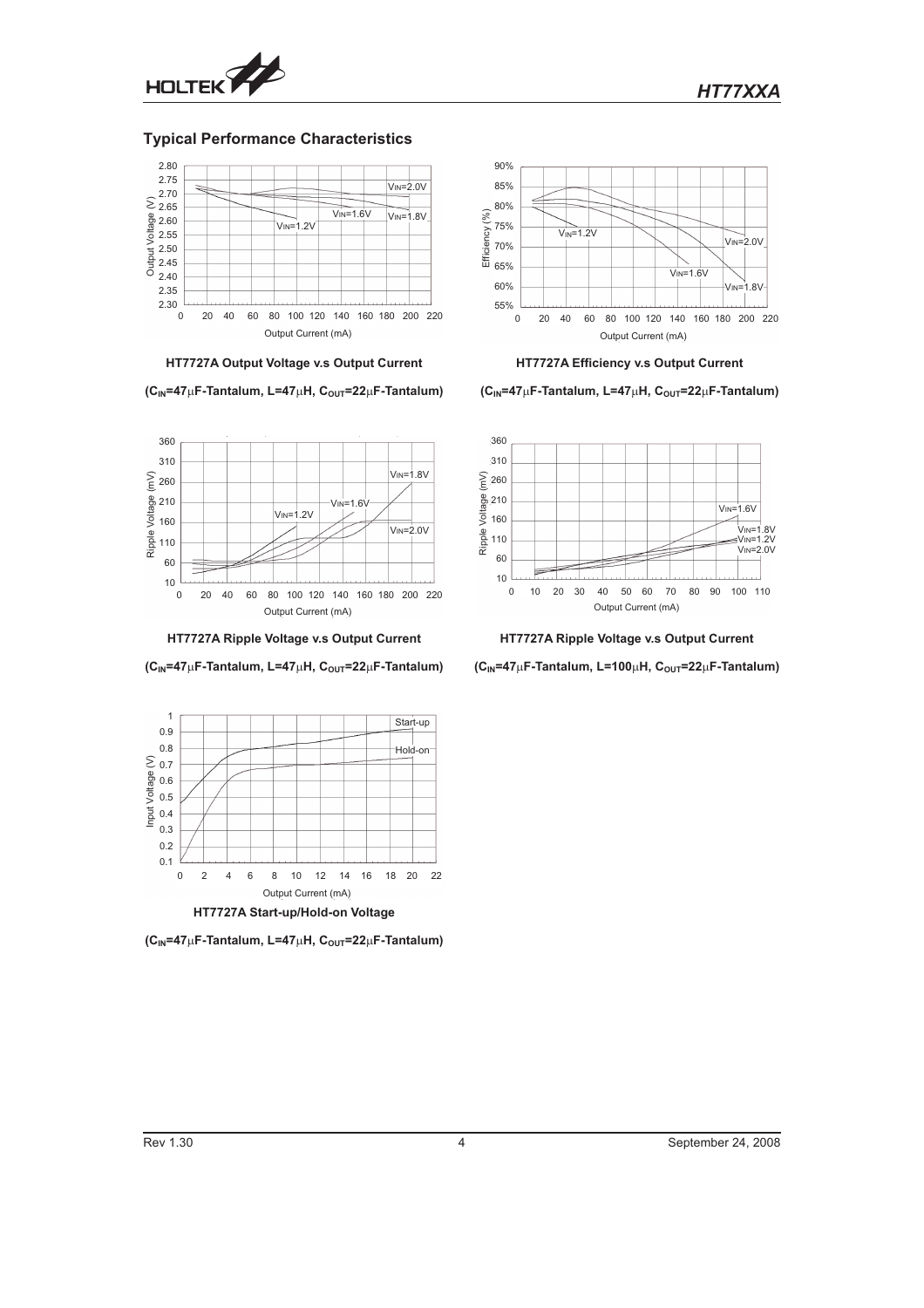## Typical Performance Characteristics

**HT7727A Output Voltage v.s Output Current**

**($C_{IN}$=47μF-Tantalum, L=47μH, $C_{OUT}$=22μF-Tantalum)**

**HT7727A Efficiency v.s Output Current**

**($C_{IN}$=47μF-Tantalum, L=47μH, $C_{OUT}$=22μF-Tantalum)**

**HT7727A Ripple Voltage v.s Output Current**

**($C_{IN}$=47μF-Tantalum, L=47μH, $C_{OUT}$=22μF-Tantalum)**

**HT7727A Ripple Voltage v.s Output Current**

**($C_{IN}$=47μF-Tantalum, L=100μH, $C_{OUT}$=22μF-Tantalum)**

**HT7727A Start-up/Hold-on Voltage**

**($C_{IN}$=47μF-Tantalum, L=47μH, $C_{OUT}$=22μF-Tantalum)**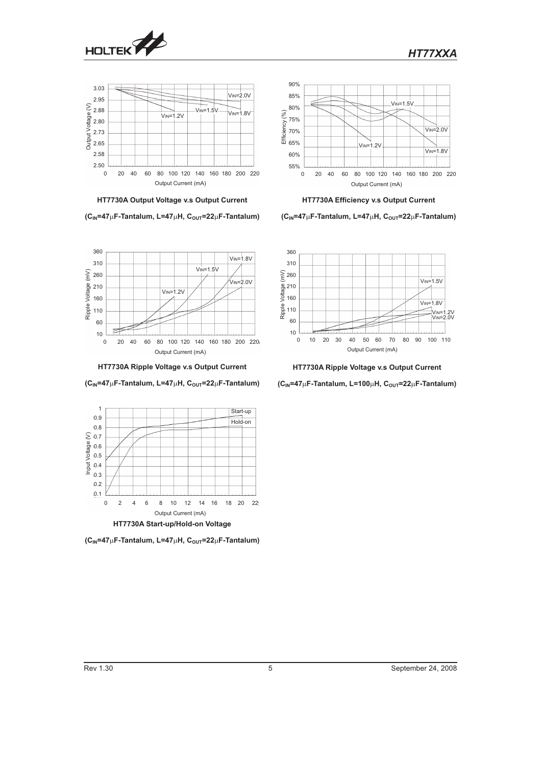**HT7730A Output Voltage v.s Output Current**

**($C_{IN}$=47μF-Tantalum, L=47μH, $C_{OUT}$=22μF-Tantalum)**

**HT7730A Efficiency v.s Output Current**

**($C_{IN}$=47μF-Tantalum, L=47μH, $C_{OUT}$=22μF-Tantalum)**

**HT7730A Ripple Voltage v.s Output Current**

**($C_{IN}$=47μF-Tantalum, L=47μH, $C_{OUT}$=22μF-Tantalum)**

**HT7730A Ripple Voltage v.s Output Current**

**($C_{IN}$=47μF-Tantalum, L=100μH, $C_{OUT}$=22μF-Tantalum)**

**HT7730A Start-up/Hold-on Voltage**

**($C_{IN}$=47μF-Tantalum, L=47μH, $C_{OUT}$=22μF-Tantalum)**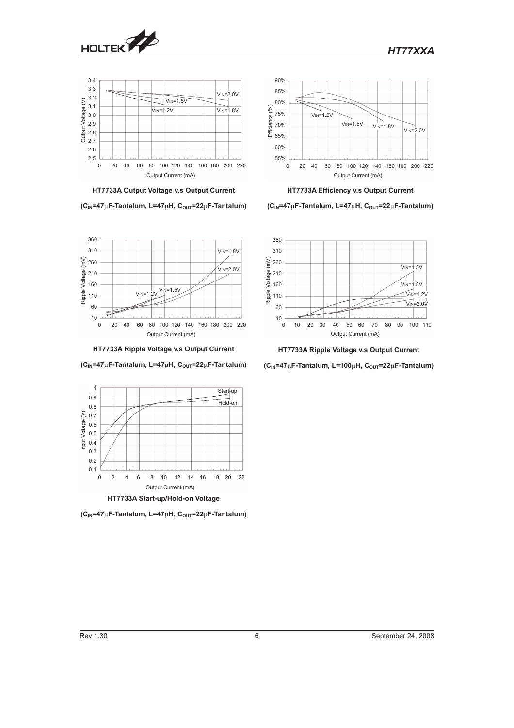HT7733A Output Voltage v.s Output Current

($C_{IN}$=47μF-Tantalum, L=47μH, $C_{OUT}$=22μF-Tantalum)

HT7733A Efficiency v.s Output Current

($C_{IN}$=47μF-Tantalum, L=47μH, $C_{OUT}$=22μF-Tantalum)

HT7733A Ripple Voltage v.s Output Current

($C_{IN}$=47μF-Tantalum, L=47μH, $C_{OUT}$=22μF-Tantalum)

HT7733A Ripple Voltage v.s Output Current

($C_{IN}$=47μF-Tantalum, L=100μH, $C_{OUT}$=22μF-Tantalum)

HT7733A Start-up/Hold-on Voltage

($C_{IN}$=47μF-Tantalum, L=47μH, $C_{OUT}$=22μF-Tantalum)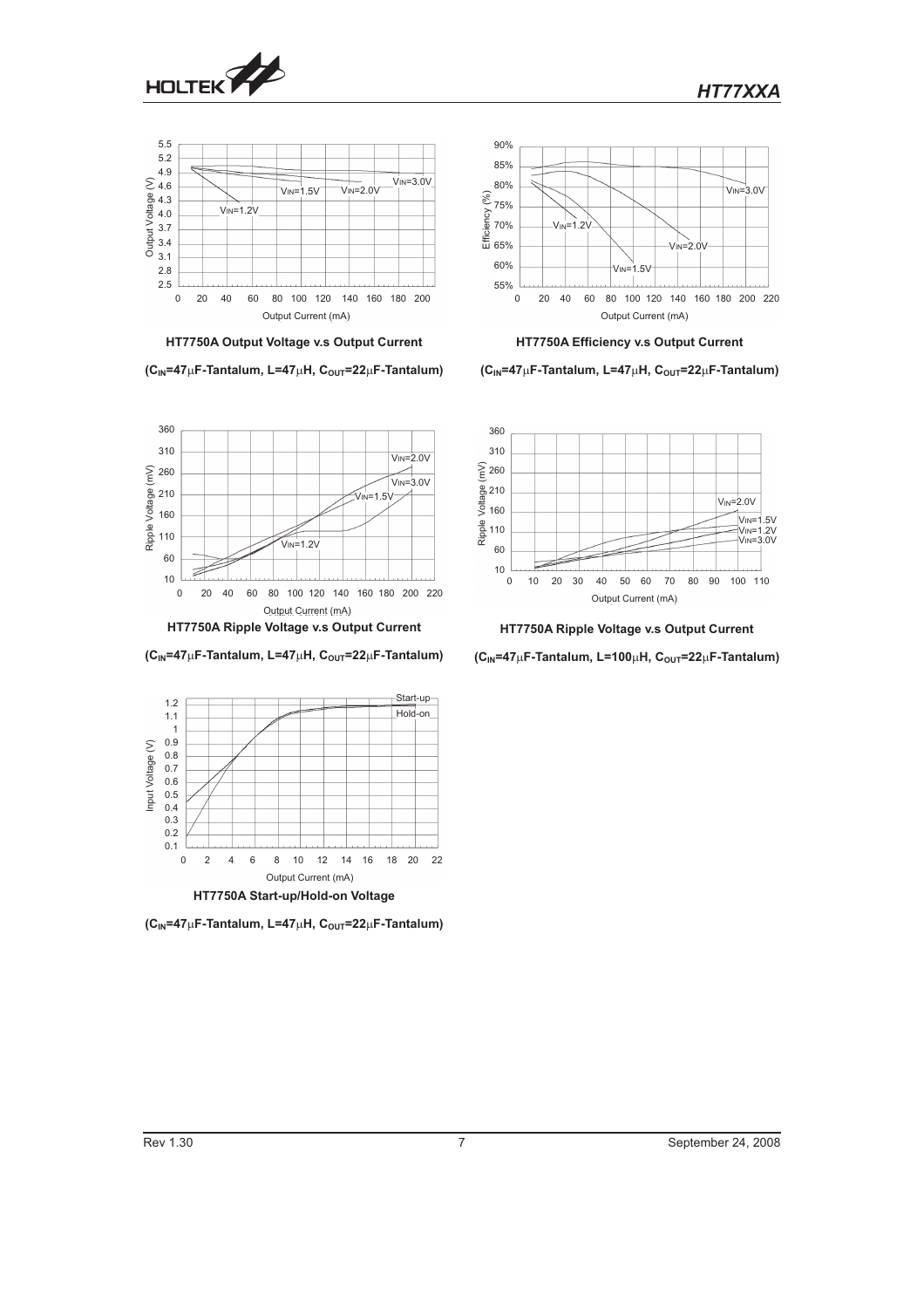**HT7750A Output Voltage v.s Output Current**

**($C_{IN}$=47μF-Tantalum, L=47μH, $C_{OUT}$=22μF-Tantalum)**

**HT7750A Efficiency v.s Output Current**

**($C_{IN}$=47μF-Tantalum, L=47μH, $C_{OUT}$=22μF-Tantalum)**

**HT7750A Ripple Voltage v.s Output Current**

**($C_{IN}$=47μF-Tantalum, L=47μH, $C_{OUT}$=22μF-Tantalum)**

**HT7750A Ripple Voltage v.s Output Current**

**($C_{IN}$=47μF-Tantalum, L=100μH, $C_{OUT}$=22μF-Tantalum)**

**HT7750A Start-up/Hold-on Voltage**

**($C_{IN}$=47μF-Tantalum, L=47μH, $C_{OUT}$=22μF-Tantalum)**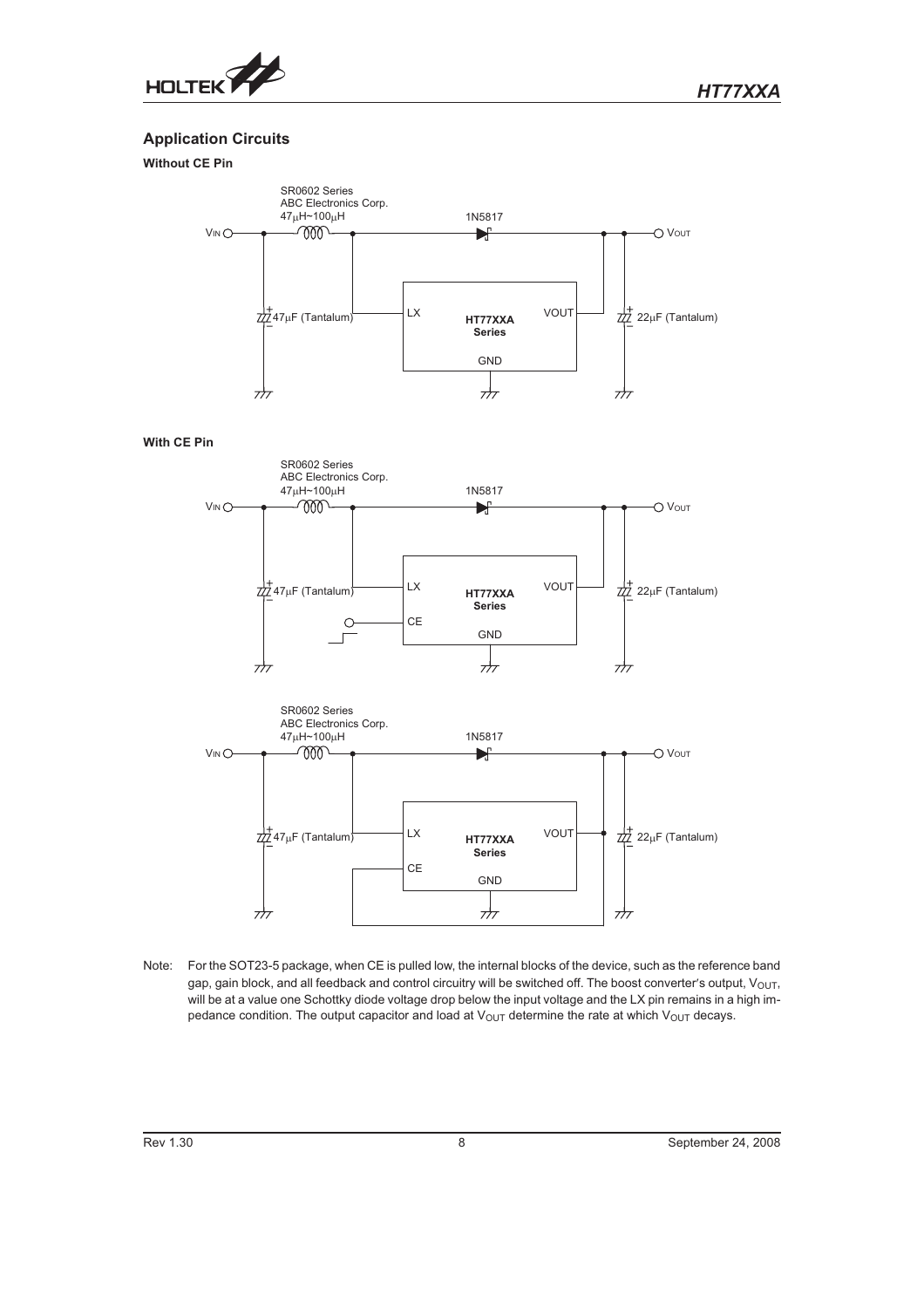## Application Circuits

### Without CE Pin

SR0602 Series
ABC Electronics Corp.
47μH~100μH

1N5817

$V_{IN}$ — $V_{OUT}$

47μF (Tantalum) — LX — HT77XXA Series — VOUT — 22μF (Tantalum)

GND

### With CE Pin

SR0602 Series
ABC Electronics Corp.
47μH~100μH

1N5817

$V_{IN}$ — $V_{OUT}$

47μF (Tantalum) — LX — HT77XXA Series — VOUT — 22μF (Tantalum)

CE

GND

SR0602 Series
ABC Electronics Corp.
47μH~100μH

1N5817

$V_{IN}$ — $V_{OUT}$

47μF (Tantalum) — LX — HT77XXA Series — VOUT — 22μF (Tantalum)

CE

GND

Note: For the SOT23-5 package, when CE is pulled low, the internal blocks of the device, such as the reference band gap, gain block, and all feedback and control circuitry will be switched off. The boost converter's output, $V_{OUT}$, will be at a value one Schottky diode voltage drop below the input voltage and the LX pin remains in a high impedance condition. The output capacitor and load at $V_{OUT}$ determine the rate at which $V_{OUT}$ decays.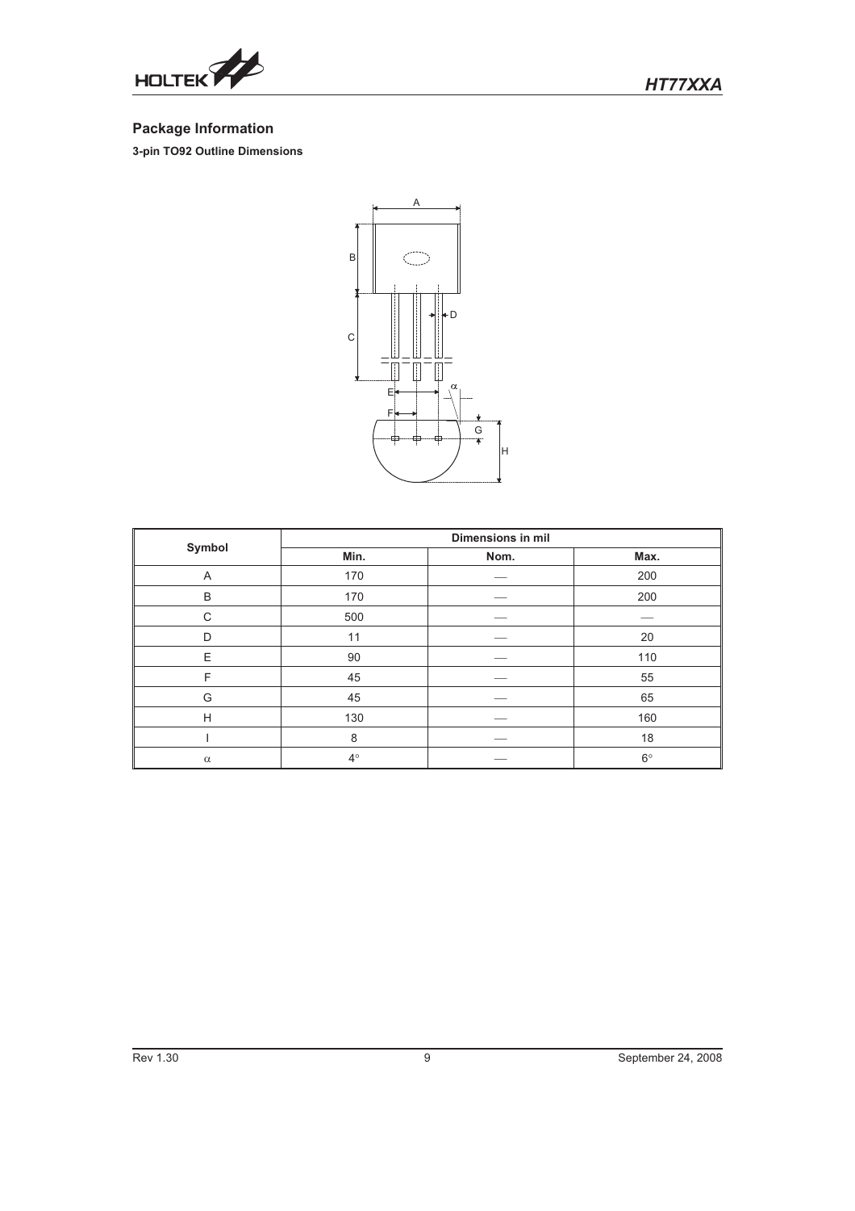## Package Information

**3-pin TO92 Outline Dimensions**

| Symbol | Dimensions in mil | | |
|---|---|---|---|
| | Min. | Nom. | Max. |
| A | 170 | — | 200 |
| B | 170 | — | 200 |
| C | 500 | — | — |
| D | 11 | — | 20 |
| E | 90 | — | 110 |
| F | 45 | — | 55 |
| G | 45 | — | 65 |
| H | 130 | — | 160 |
| I | 8 | — | 18 |
| $\alpha$ | 4° | — | 6° |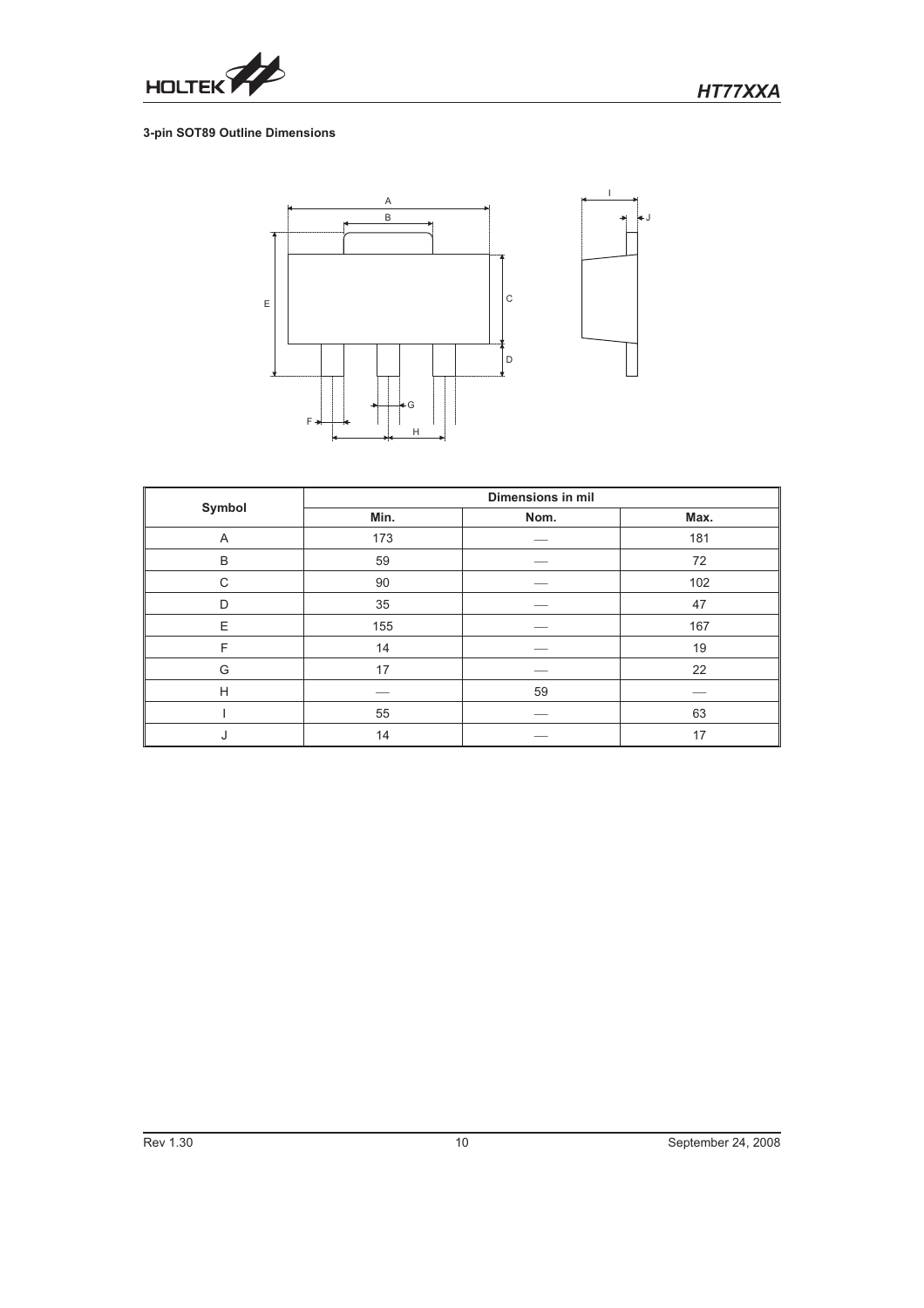**3-pin SOT89 Outline Dimensions**

| Symbol | Dimensions in mil | | |
|---|---|---|---|
| | Min. | Nom. | Max. |
| A | 173 | — | 181 |
| B | 59 | — | 72 |
| C | 90 | — | 102 |
| D | 35 | — | 47 |
| E | 155 | — | 167 |
| F | 14 | — | 19 |
| G | 17 | — | 22 |
| H | — | 59 | — |
| I | 55 | — | 63 |
| J | 14 | — | 17 |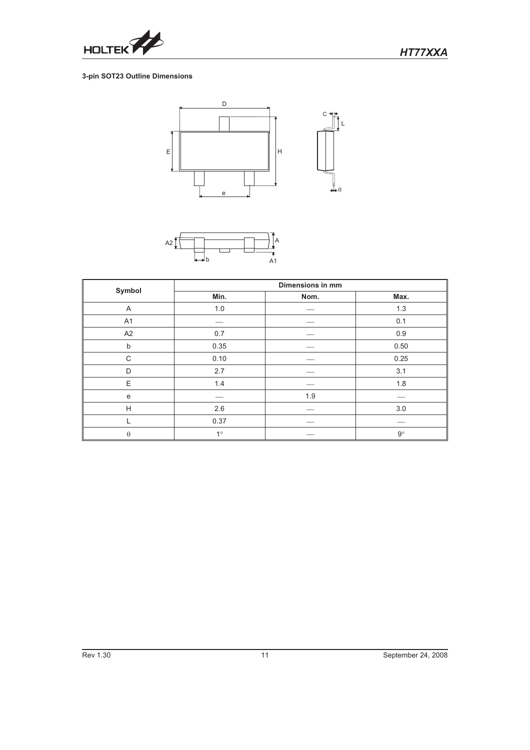### 3-pin SOT23 Outline Dimensions

| Symbol | Dimensions in mm | | |
|---|---|---|---|
| | Min. | Nom. | Max. |
| A | 1.0 | — | 1.3 |
| A1 | — | — | 0.1 |
| A2 | 0.7 | — | 0.9 |
| b | 0.35 | — | 0.50 |
| C | 0.10 | — | 0.25 |
| D | 2.7 | — | 3.1 |
| E | 1.4 | — | 1.8 |
| e | — | 1.9 | — |
| H | 2.6 | — | 3.0 |
| L | 0.37 | — | — |
| $\theta$ | 1° | — | 9° |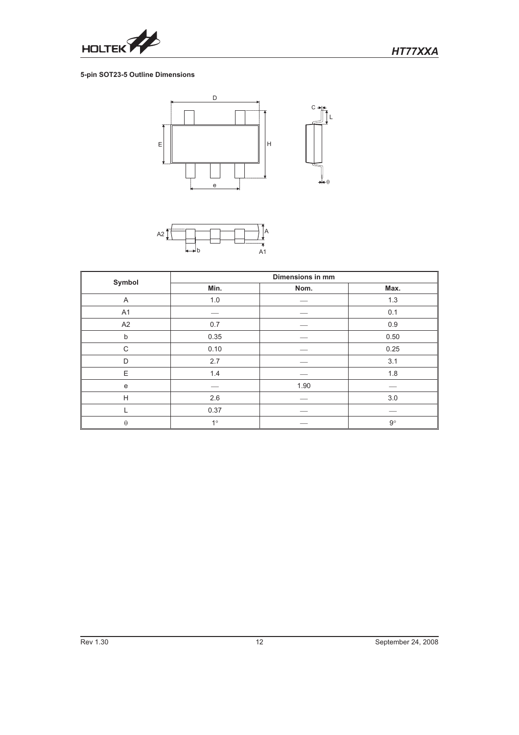**5-pin SOT23-5 Outline Dimensions**

| Symbol | Dimensions in mm | | |
|---|---|---|---|
| | Min. | Nom. | Max. |
| A | 1.0 | — | 1.3 |
| A1 | — | — | 0.1 |
| A2 | 0.7 | — | 0.9 |
| b | 0.35 | — | 0.50 |
| C | 0.10 | — | 0.25 |
| D | 2.7 | — | 3.1 |
| E | 1.4 | — | 1.8 |
| e | — | 1.90 | — |
| H | 2.6 | — | 3.0 |
| L | 0.37 | — | — |
| $\theta$ | 1° | — | 9° |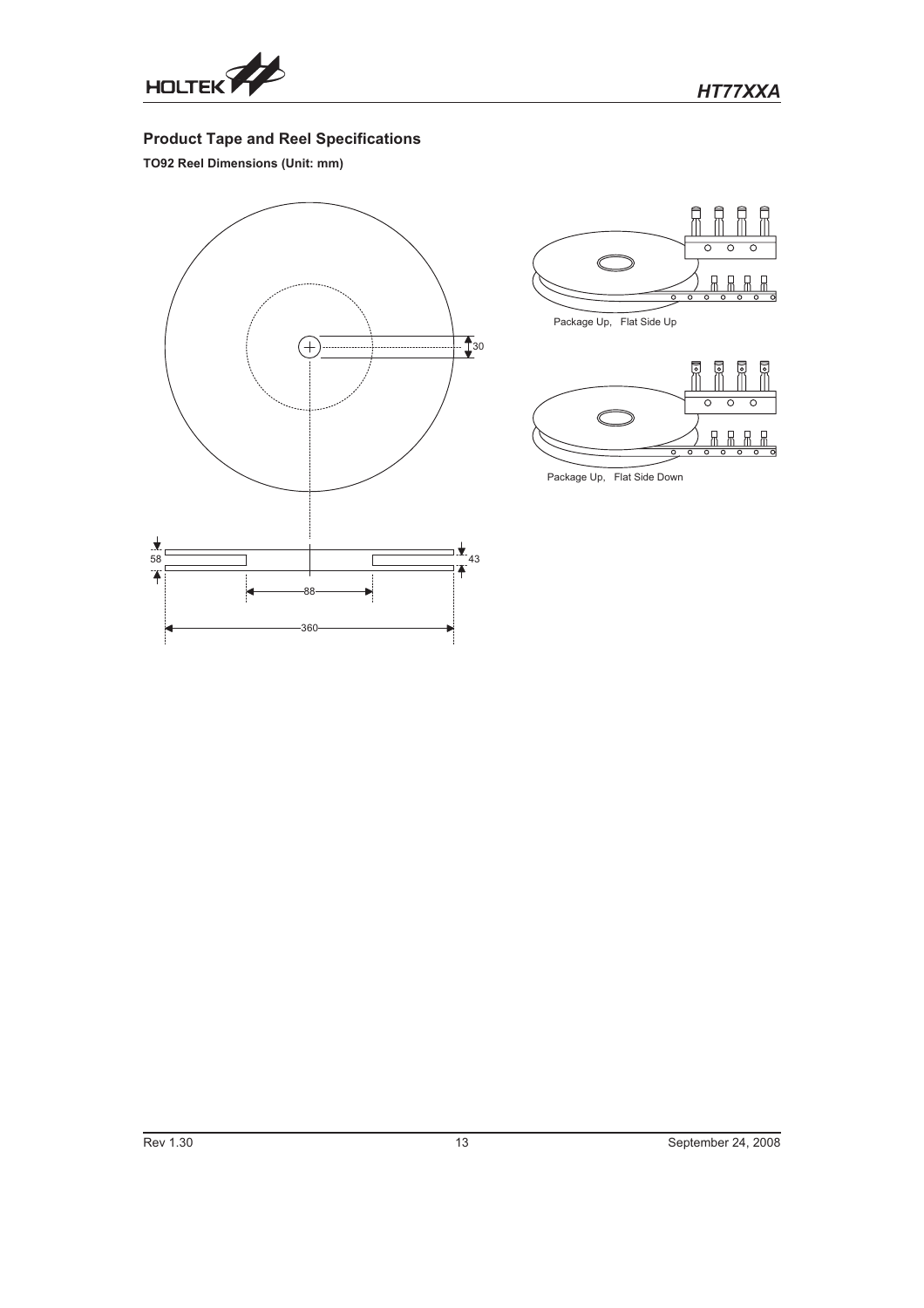## Product Tape and Reel Specifications

**TO92 Reel Dimensions (Unit: mm)**

30

58

43

88

360

Package Up, Flat Side Up

Package Up, Flat Side Down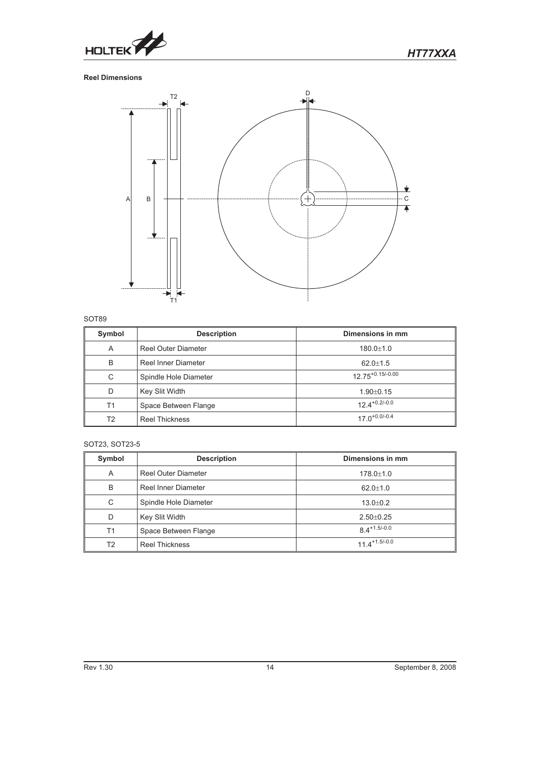**Reel Dimensions**

SOT89

| Symbol | Description | Dimensions in mm |
|---|---|---|
| A | Reel Outer Diameter | 180.0±1.0 |
| B | Reel Inner Diameter | 62.0±1.5 |
| C | Spindle Hole Diameter | $12.75^{+0.15/-0.00}$ |
| D | Key Slit Width | 1.90±0.15 |
| T1 | Space Between Flange | $12.4^{+0.2/-0.0}$ |
| T2 | Reel Thickness | $17.0^{+0.0/-0.4}$ |

SOT23, SOT23-5

| Symbol | Description | Dimensions in mm |
|---|---|---|
| A | Reel Outer Diameter | 178.0±1.0 |
| B | Reel Inner Diameter | 62.0±1.0 |
| C | Spindle Hole Diameter | 13.0±0.2 |
| D | Key Slit Width | 2.50±0.25 |
| T1 | Space Between Flange | $8.4^{+1.5/-0.0}$ |
| T2 | Reel Thickness | $11.4^{+1.5/-0.0}$ |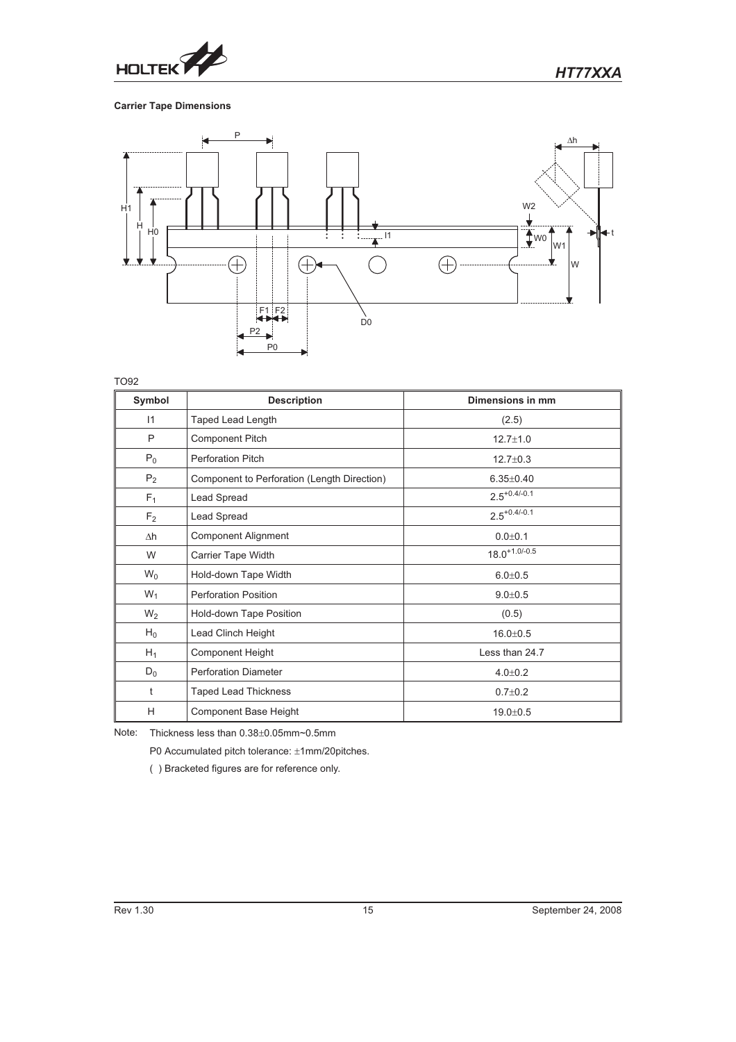**Carrier Tape Dimensions**

TO92

| Symbol | Description | Dimensions in mm |
|---|---|---|
| I1 | Taped Lead Length | (2.5) |
| P | Component Pitch | 12.7±1.0 |
| $P_0$ | Perforation Pitch | 12.7±0.3 |
| $P_2$ | Component to Perforation (Length Direction) | 6.35±0.40 |
| $F_1$ | Lead Spread | $2.5^{+0.4/-0.1}$ |
| $F_2$ | Lead Spread | $2.5^{+0.4/-0.1}$ |
| $\Delta h$ | Component Alignment | 0.0±0.1 |
| W | Carrier Tape Width | $18.0^{+1.0/-0.5}$ |
| $W_0$ | Hold-down Tape Width | 6.0±0.5 |
| $W_1$ | Perforation Position | 9.0±0.5 |
| $W_2$ | Hold-down Tape Position | (0.5) |
| $H_0$ | Lead Clinch Height | 16.0±0.5 |
| $H_1$ | Component Height | Less than 24.7 |
| $D_0$ | Perforation Diameter | 4.0±0.2 |
| t | Taped Lead Thickness | 0.7±0.2 |
| H | Component Base Height | 19.0±0.5 |

Note: Thickness less than 0.38±0.05mm~0.5mm

P0 Accumulated pitch tolerance: ±1mm/20pitches.

( ) Bracketed figures are for reference only.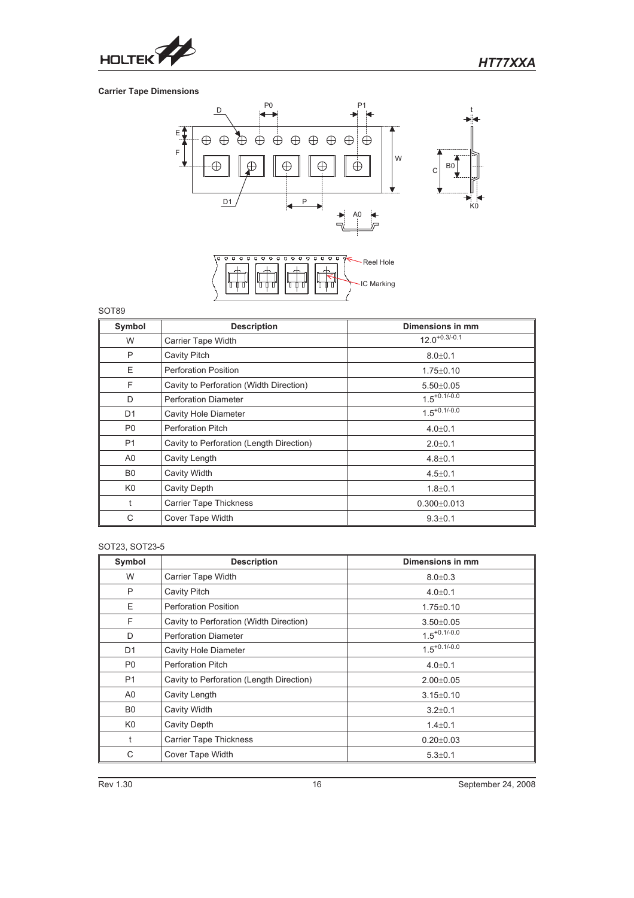### Carrier Tape Dimensions

SOT89

| Symbol | Description | Dimensions in mm |
|---|---|---|
| W | Carrier Tape Width | $12.0^{+0.3/-0.1}$ |
| P | Cavity Pitch | 8.0±0.1 |
| E | Perforation Position | 1.75±0.10 |
| F | Cavity to Perforation (Width Direction) | 5.50±0.05 |
| D | Perforation Diameter | $1.5^{+0.1/-0.0}$ |
| D1 | Cavity Hole Diameter | $1.5^{+0.1/-0.0}$ |
| P0 | Perforation Pitch | 4.0±0.1 |
| P1 | Cavity to Perforation (Length Direction) | 2.0±0.1 |
| A0 | Cavity Length | 4.8±0.1 |
| B0 | Cavity Width | 4.5±0.1 |
| K0 | Cavity Depth | 1.8±0.1 |
| t | Carrier Tape Thickness | 0.300±0.013 |
| C | Cover Tape Width | 9.3±0.1 |

SOT23, SOT23-5

| Symbol | Description | Dimensions in mm |
|---|---|---|
| W | Carrier Tape Width | 8.0±0.3 |
| P | Cavity Pitch | 4.0±0.1 |
| E | Perforation Position | 1.75±0.10 |
| F | Cavity to Perforation (Width Direction) | 3.50±0.05 |
| D | Perforation Diameter | $1.5^{+0.1/-0.0}$ |
| D1 | Cavity Hole Diameter | $1.5^{+0.1/-0.0}$ |
| P0 | Perforation Pitch | 4.0±0.1 |
| P1 | Cavity to Perforation (Length Direction) | 2.00±0.05 |
| A0 | Cavity Length | 3.15±0.10 |
| B0 | Cavity Width | 3.2±0.1 |
| K0 | Cavity Depth | 1.4±0.1 |
| t | Carrier Tape Thickness | 0.20±0.03 |
| C | Cover Tape Width | 5.3±0.1 |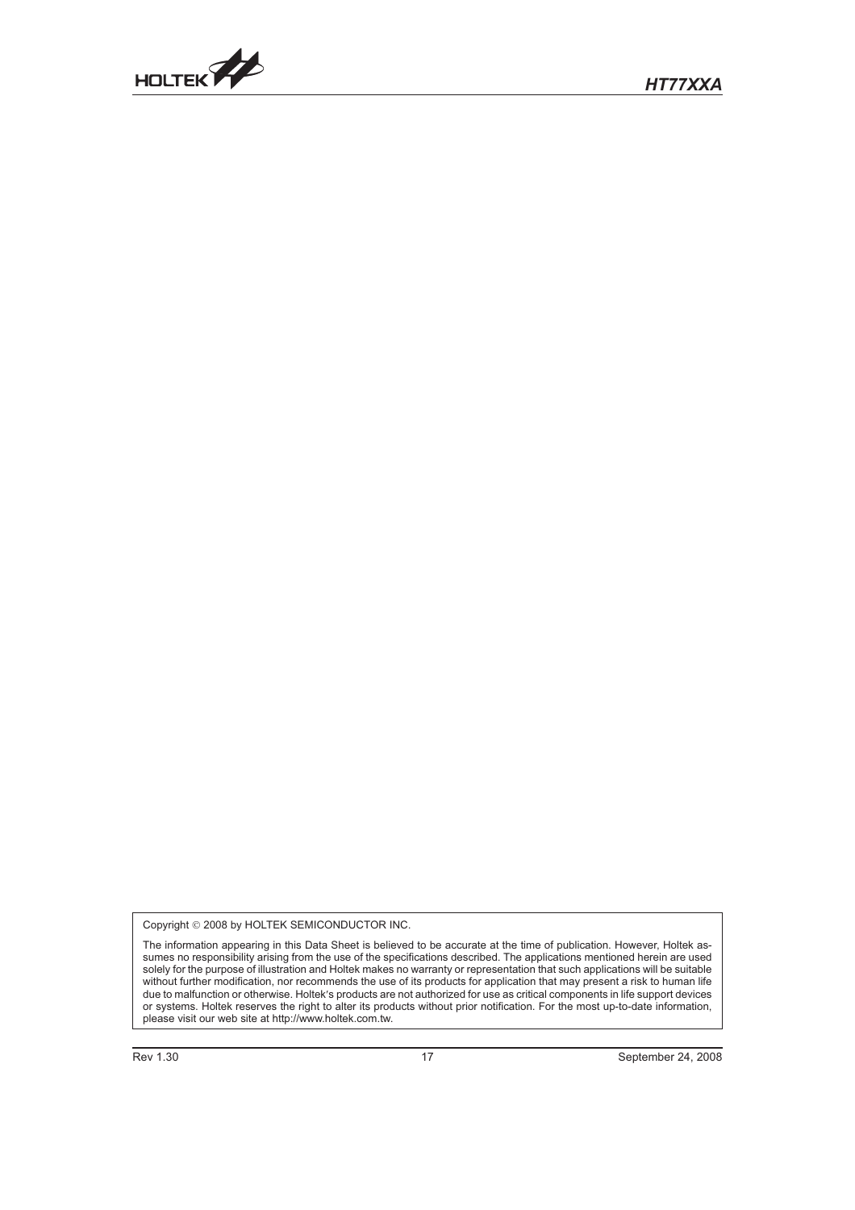Copyright © 2008 by HOLTEK SEMICONDUCTOR INC.

The information appearing in this Data Sheet is believed to be accurate at the time of publication. However, Holtek assumes no responsibility arising from the use of the specifications described. The applications mentioned herein are used solely for the purpose of illustration and Holtek makes no warranty or representation that such applications will be suitable without further modification, nor recommends the use of its products for application that may present a risk to human life due to malfunction or otherwise. Holtek's products are not authorized for use as critical components in life support devices or systems. Holtek reserves the right to alter its products without prior notification. For the most up-to-date information, please visit our web site at http://www.holtek.com.tw.